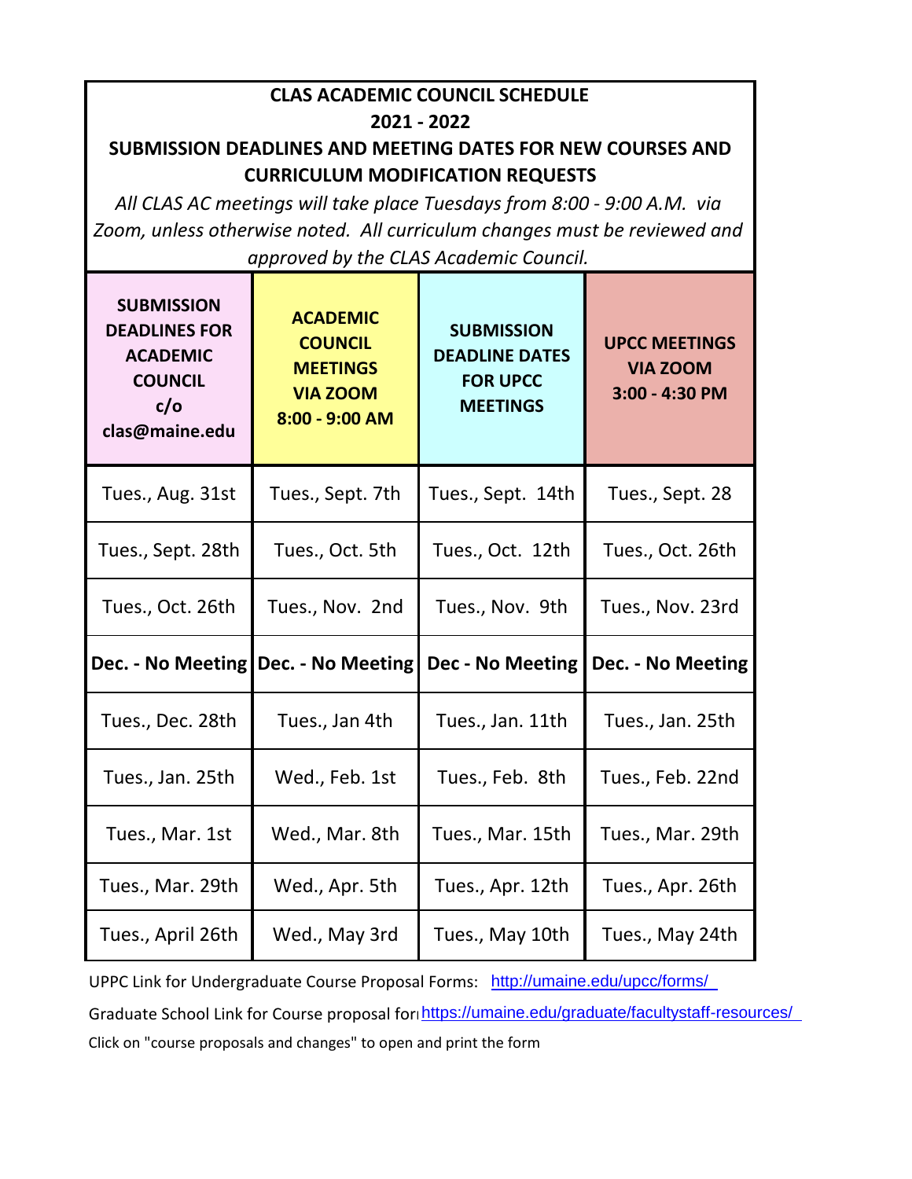**CLAS ACADEMIC COUNCIL SCHEDULE**

**2021 - 2022**

**SUBMISSION DEADLINES AND MEETING DATES FOR NEW COURSES AND CURRICULUM MODIFICATION REQUESTS**

*All CLAS AC meetings will take place Tuesdays from 8:00 - 9:00 A.M. via Zoom, unless otherwise noted. All curriculum changes must be reviewed and approved by the CLAS Academic Council.*

| SUBMISSION DEADLINES FOR ACADEMIC COUNCIL c/o clas@maine.edu | ACADEMIC COUNCIL MEETINGS VIA ZOOM 8:00 - 9:00 AM | SUBMISSION DEADLINE DATES FOR UPCC MEETINGS | UPCC MEETINGS VIA ZOOM 3:00 - 4:30 PM |
|---|---|---|---|
| Tues., Aug. 31st | Tues., Sept. 7th | Tues., Sept. 14th | Tues., Sept. 28 |
| Tues., Sept. 28th | Tues., Oct. 5th | Tues., Oct. 12th | Tues., Oct. 26th |
| Tues., Oct. 26th | Tues., Nov. 2nd | Tues., Nov. 9th | Tues., Nov. 23rd |
| **Dec. - No Meeting** | **Dec. - No Meeting** | **Dec - No Meeting** | **Dec. - No Meeting** |
| Tues., Dec. 28th | Tues., Jan 4th | Tues., Jan. 11th | Tues., Jan. 25th |
| Tues., Jan. 25th | Wed., Feb. 1st | Tues., Feb. 8th | Tues., Feb. 22nd |
| Tues., Mar. 1st | Wed., Mar. 8th | Tues., Mar. 15th | Tues., Mar. 29th |
| Tues., Mar. 29th | Wed., Apr. 5th | Tues., Apr. 12th | Tues., Apr. 26th |
| Tues., April 26th | Wed., May 3rd | Tues., May 10th | Tues., May 24th |

UPPC Link for Undergraduate Course Proposal Forms: http://umaine.edu/upcc/forms/

Graduate School Link for Course proposal form https://umaine.edu/graduate/facultystaff-resources/

Click on "course proposals and changes" to open and print the form